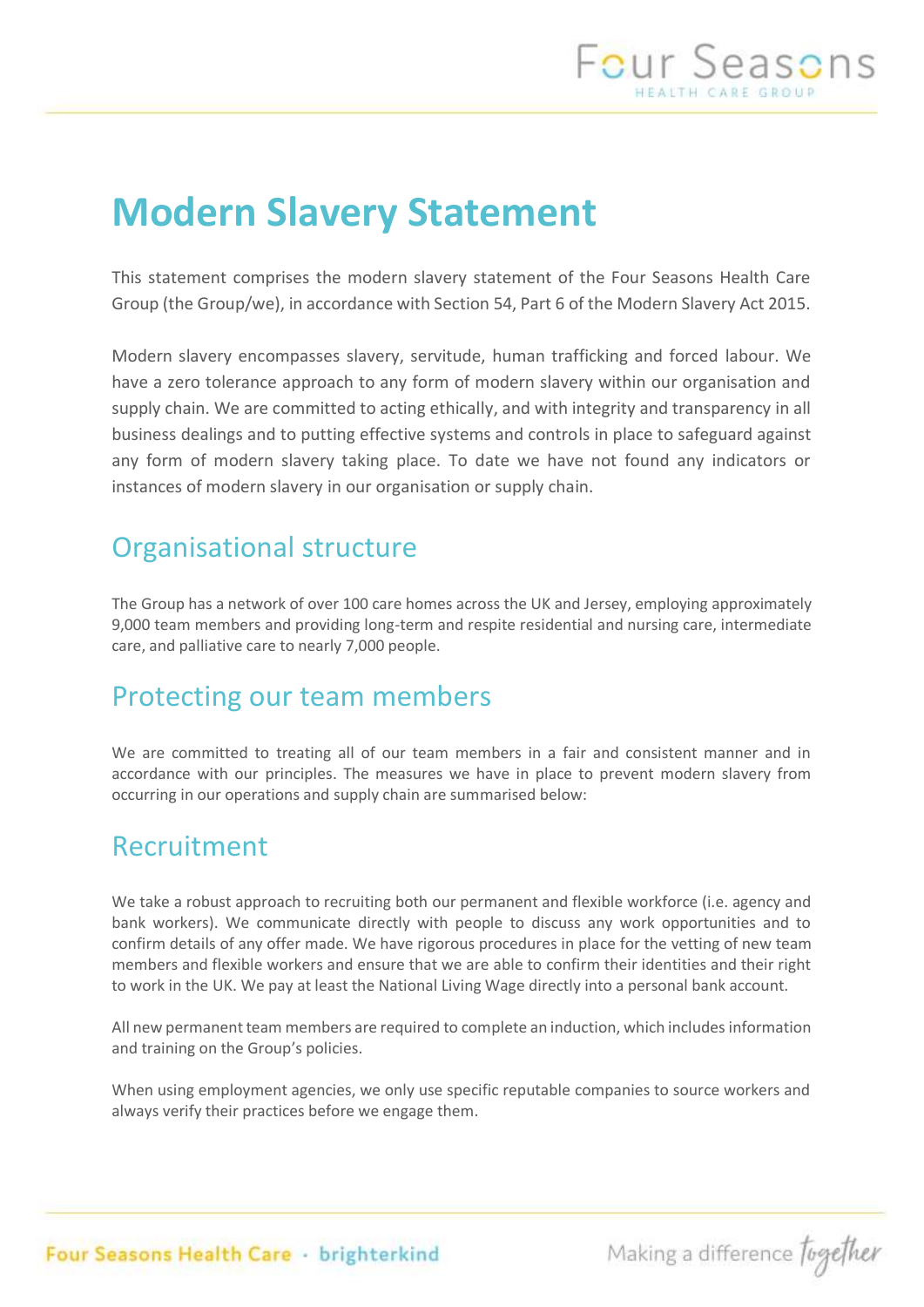# Modern Slavery Statement

This statement comprises the modern slavery statement of the Four Seasons Health Care Group (the Group/we), in accordance with Section 54, Part 6 of the Modern Slavery Act 2015.

Modern slavery encompasses slavery, servitude, human trafficking and forced labour. We have a zero tolerance approach to any form of modern slavery within our organisation and supply chain. We are committed to acting ethically, and with integrity and transparency in all business dealings and to putting effective systems and controls in place to safeguard against any form of modern slavery taking place. To date we have not found any indicators or instances of modern slavery in our organisation or supply chain.

## Organisational structure

The Group has a network of over 100 care homes across the UK and Jersey, employing approximately 9,000 team members and providing long-term and respite residential and nursing care, intermediate care, and palliative care to nearly 7,000 people.

## Protecting our team members

We are committed to treating all of our team members in a fair and consistent manner and in accordance with our principles. The measures we have in place to prevent modern slavery from occurring in our operations and supply chain are summarised below:

## Recruitment

We take a robust approach to recruiting both our permanent and flexible workforce (i.e. agency and bank workers). We communicate directly with people to discuss any work opportunities and to confirm details of any offer made. We have rigorous procedures in place for the vetting of new team members and flexible workers and ensure that we are able to confirm their identities and their right to work in the UK. We pay at least the National Living Wage directly into a personal bank account.

All new permanent team members are required to complete an induction, which includes information and training on the Group's policies.

When using employment agencies, we only use specific reputable companies to source workers and always verify their practices before we engage them.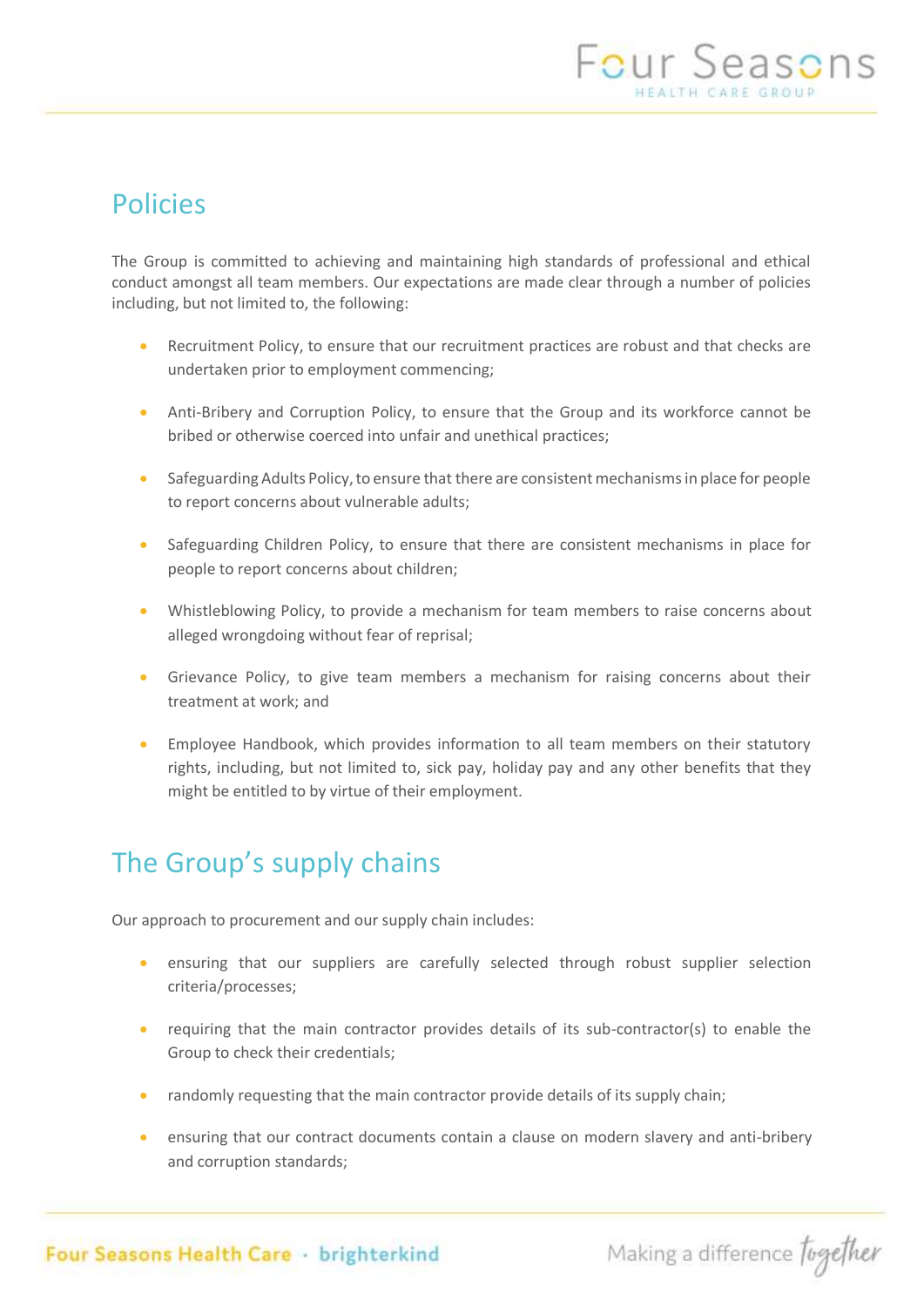## Policies

The Group is committed to achieving and maintaining high standards of professional and ethical conduct amongst all team members. Our expectations are made clear through a number of policies including, but not limited to, the following:

- Recruitment Policy, to ensure that our recruitment practices are robust and that checks are undertaken prior to employment commencing;
- Anti-Bribery and Corruption Policy, to ensure that the Group and its workforce cannot be bribed or otherwise coerced into unfair and unethical practices;
- Safeguarding Adults Policy, to ensure that there are consistent mechanisms in place for people to report concerns about vulnerable adults;
- Safeguarding Children Policy, to ensure that there are consistent mechanisms in place for people to report concerns about children;
- Whistleblowing Policy, to provide a mechanism for team members to raise concerns about alleged wrongdoing without fear of reprisal;
- Grievance Policy, to give team members a mechanism for raising concerns about their treatment at work; and
- Employee Handbook, which provides information to all team members on their statutory rights, including, but not limited to, sick pay, holiday pay and any other benefits that they might be entitled to by virtue of their employment.

## The Group's supply chains

Our approach to procurement and our supply chain includes:

- ensuring that our suppliers are carefully selected through robust supplier selection criteria/processes;
- requiring that the main contractor provides details of its sub-contractor(s) to enable the Group to check their credentials;
- randomly requesting that the main contractor provide details of its supply chain;
- ensuring that our contract documents contain a clause on modern slavery and anti-bribery and corruption standards;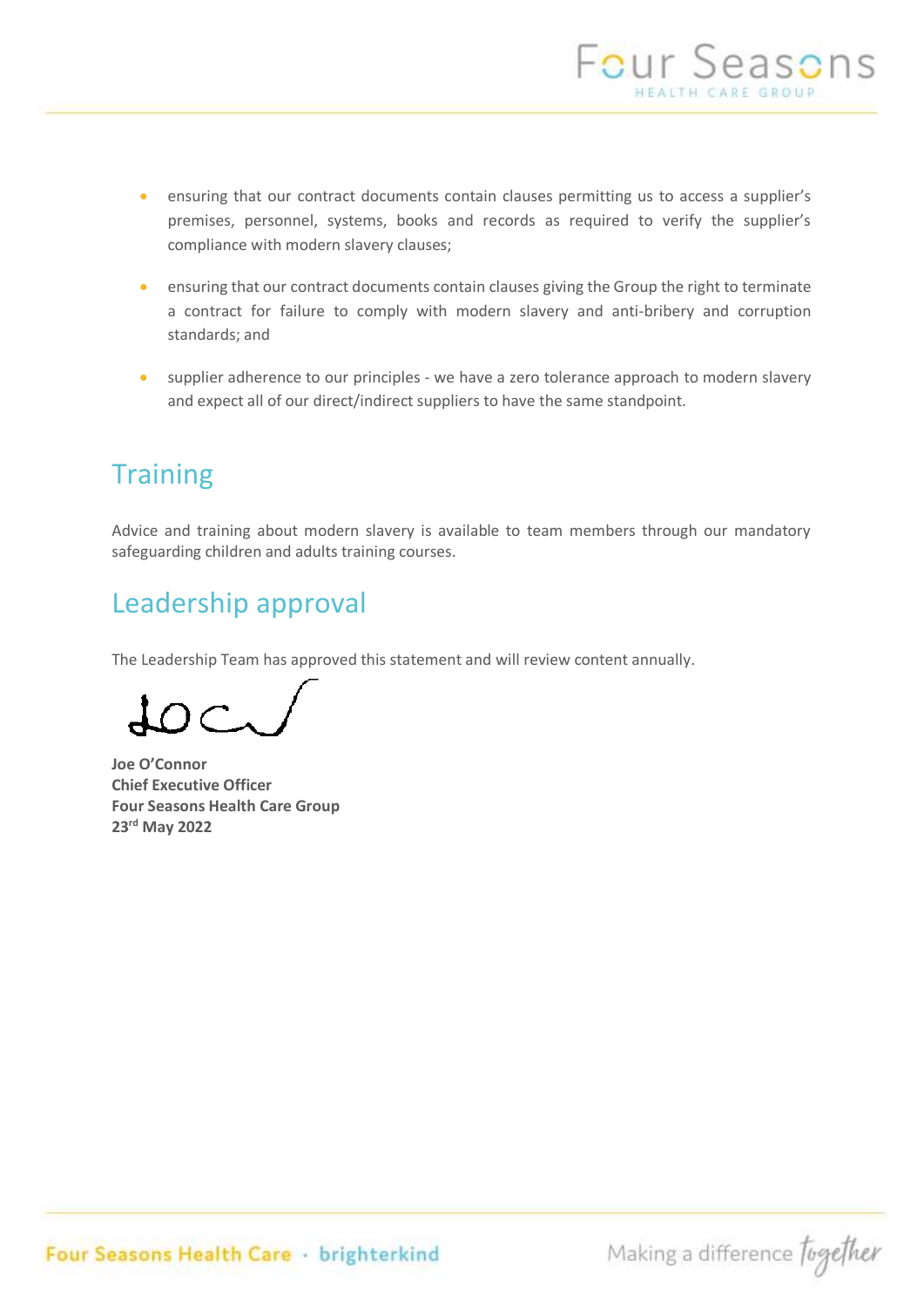- ensuring that our contract documents contain clauses permitting us to access a supplier's premises, personnel, systems, books and records as required to verify the supplier's compliance with modern slavery clauses;

- ensuring that our contract documents contain clauses giving the Group the right to terminate a contract for failure to comply with modern slavery and anti-bribery and corruption standards; and

- supplier adherence to our principles - we have a zero tolerance approach to modern slavery and expect all of our direct/indirect suppliers to have the same standpoint.

## Training

Advice and training about modern slavery is available to team members through our mandatory safeguarding children and adults training courses.

## Leadership approval

The Leadership Team has approved this statement and will review content annually.

**Joe O'Connor**
**Chief Executive Officer**
**Four Seasons Health Care Group**
**23rd May 2022**